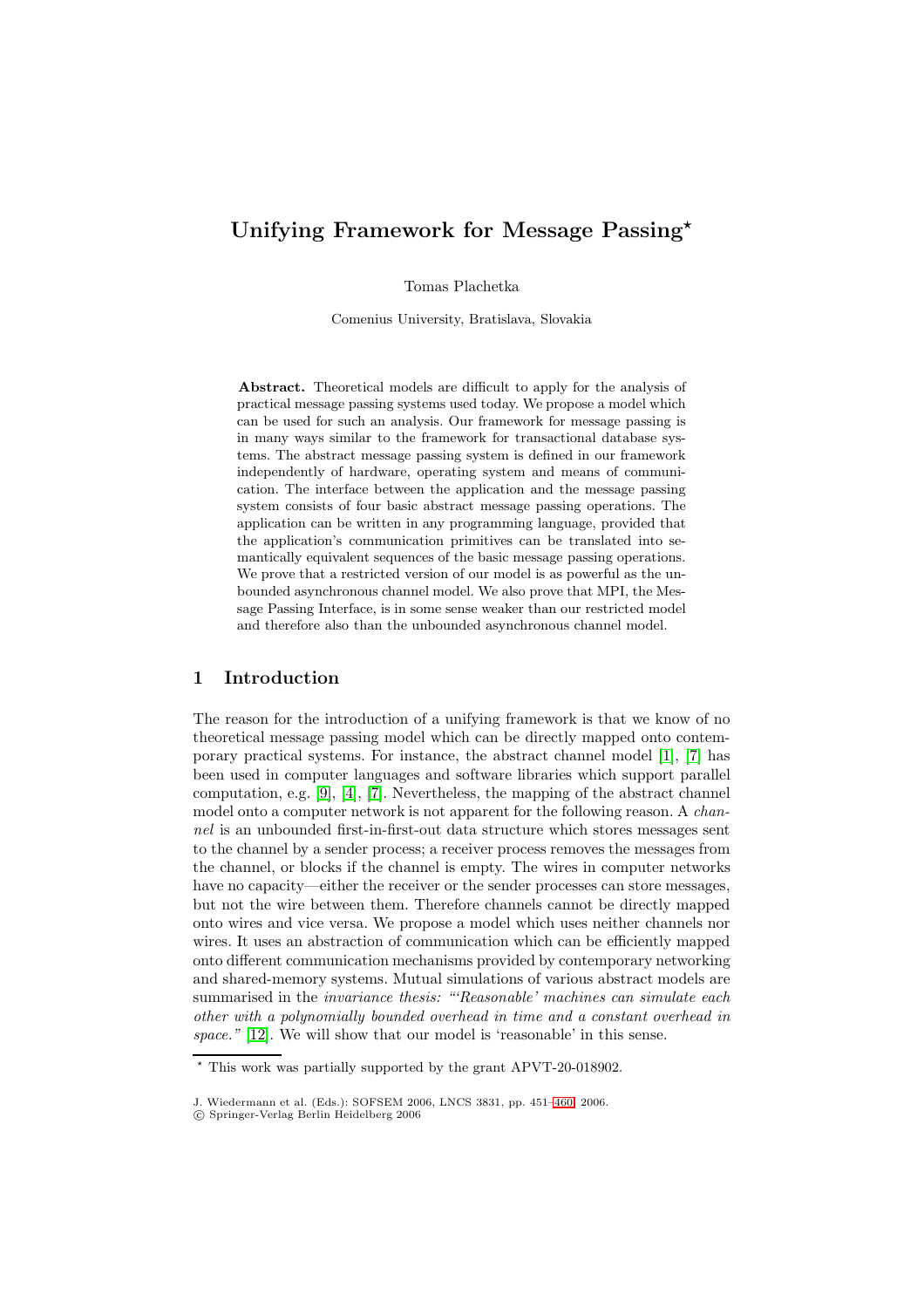# Unifying Framework for Message Passing*

Tomas Plachetka

Comenius University, Bratislava, Slovakia

**Abstract.** Theoretical models are difficult to apply for the analysis of practical message passing systems used today. We propose a model which can be used for such an analysis. Our framework for message passing is in many ways similar to the framework for transactional database systems. The abstract message passing system is defined in our framework independently of hardware, operating system and means of communication. The interface between the application and the message passing system consists of four basic abstract message passing operations. The application can be written in any programming language, provided that the application's communication primitives can be translated into semantically equivalent sequences of the basic message passing operations. We prove that a restricted version of our model is as powerful as the unbounded asynchronous channel model. We also prove that MPI, the Message Passing Interface, is in some sense weaker than our restricted model and therefore also than the unbounded asynchronous channel model.

## 1 Introduction

The reason for the introduction of a unifying framework is that we know of no theoretical message passing model which can be directly mapped onto contemporary practical systems. For instance, the abstract channel model [1], [7] has been used in computer languages and software libraries which support parallel computation, e.g. [9], [4], [7]. Nevertheless, the mapping of the abstract channel model onto a computer network is not apparent for the following reason. A *channel* is an unbounded first-in-first-out data structure which stores messages sent to the channel by a sender process; a receiver process removes the messages from the channel, or blocks if the channel is empty. The wires in computer networks have no capacity—either the receiver or the sender processes can store messages, but not the wire between them. Therefore channels cannot be directly mapped onto wires and vice versa. We propose a model which uses neither channels nor wires. It uses an abstraction of communication which can be efficiently mapped onto different communication mechanisms provided by contemporary networking and shared-memory systems. Mutual simulations of various abstract models are summarised in the *invariance thesis: "'Reasonable' machines can simulate each other with a polynomially bounded overhead in time and a constant overhead in space."* [12]. We will show that our model is 'reasonable' in this sense.

---

* This work was partially supported by the grant APVT-20-018902.

J. Wiedermann et al. (Eds.): SOFSEM 2006, LNCS 3831, pp. 451–460, 2006.
© Springer-Verlag Berlin Heidelberg 2006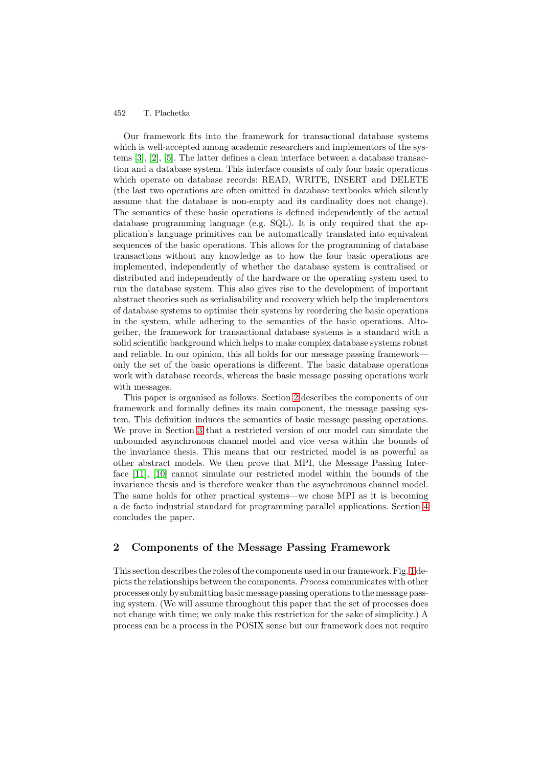Our framework fits into the framework for transactional database systems which is well-accepted among academic researchers and implementors of the systems [3], [2], [5]. The latter defines a clean interface between a database transaction and a database system. This interface consists of only four basic operations which operate on database records: READ, WRITE, INSERT and DELETE (the last two operations are often omitted in database textbooks which silently assume that the database is non-empty and its cardinality does not change). The semantics of these basic operations is defined independently of the actual database programming language (e.g. SQL). It is only required that the application's language primitives can be automatically translated into equivalent sequences of the basic operations. This allows for the programming of database transactions without any knowledge as to how the four basic operations are implemented, independently of whether the database system is centralised or distributed and independently of the hardware or the operating system used to run the database system. This also gives rise to the development of important abstract theories such as serialisability and recovery which help the implementors of database systems to optimise their systems by reordering the basic operations in the system, while adhering to the semantics of the basic operations. Altogether, the framework for transactional database systems is a standard with a solid scientific background which helps to make complex database systems robust and reliable. In our opinion, this all holds for our message passing framework—only the set of the basic operations is different. The basic database operations work with database records, whereas the basic message passing operations work with messages.

This paper is organised as follows. Section 2 describes the components of our framework and formally defines its main component, the message passing system. This definition induces the semantics of basic message passing operations. We prove in Section 3 that a restricted version of our model can simulate the unbounded asynchronous channel model and vice versa within the bounds of the invariance thesis. This means that our restricted model is as powerful as other abstract models. We then prove that MPI, the Message Passing Interface [11], [10] cannot simulate our restricted model within the bounds of the invariance thesis and is therefore weaker than the asynchronous channel model. The same holds for other practical systems—we chose MPI as it is becoming a de facto industrial standard for programming parallel applications. Section 4 concludes the paper.

## 2 Components of the Message Passing Framework

This section describes the roles of the components used in our framework. Fig. 1 depicts the relationships between the components. *Process* communicates with other processes only by submitting basic message passing operations to the message passing system. (We will assume throughout this paper that the set of processes does not change with time; we only make this restriction for the sake of simplicity.) A process can be a process in the POSIX sense but our framework does not require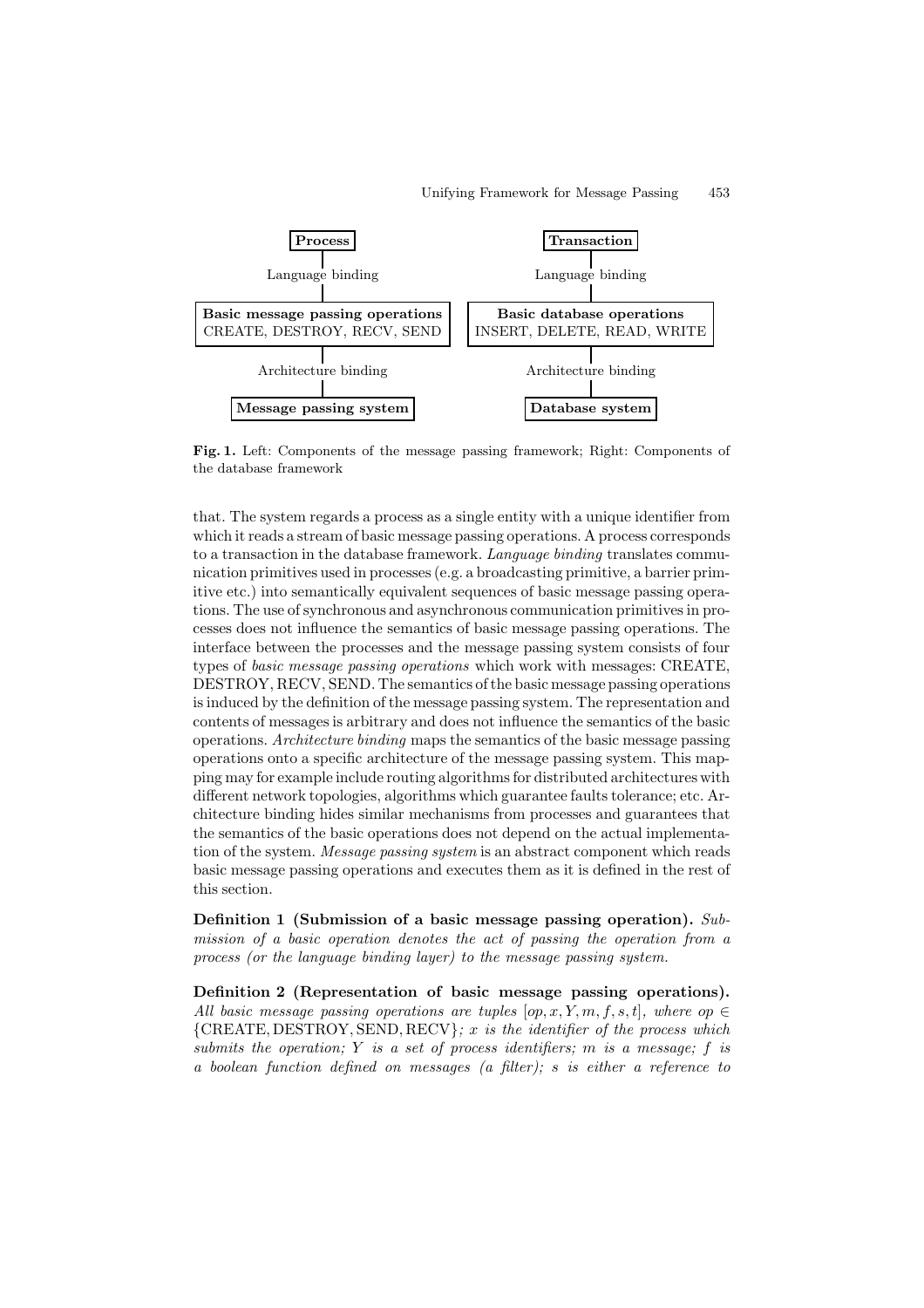Process

Language binding

**Basic message passing operations**
CREATE, DESTROY, RECV, SEND

Architecture binding

**Message passing system**

Transaction

Language binding

**Basic database operations**
INSERT, DELETE, READ, WRITE

Architecture binding

**Database system**

**Fig. 1.** Left: Components of the message passing framework; Right: Components of the database framework

that. The system regards a process as a single entity with a unique identifier from which it reads a stream of basic message passing operations. A process corresponds to a transaction in the database framework. *Language binding* translates communication primitives used in processes (e.g. a broadcasting primitive, a barrier primitive etc.) into semantically equivalent sequences of basic message passing operations. The use of synchronous and asynchronous communication primitives in processes does not influence the semantics of basic message passing operations. The interface between the processes and the message passing system consists of four types of *basic message passing operations* which work with messages: CREATE, DESTROY, RECV, SEND. The semantics of the basic message passing operations is induced by the definition of the message passing system. The representation and contents of messages is arbitrary and does not influence the semantics of the basic operations. *Architecture binding* maps the semantics of the basic message passing operations onto a specific architecture of the message passing system. This mapping may for example include routing algorithms for distributed architectures with different network topologies, algorithms which guarantee faults tolerance; etc. Architecture binding hides similar mechanisms from processes and guarantees that the semantics of the basic operations does not depend on the actual implementation of the system. *Message passing system* is an abstract component which reads basic message passing operations and executes them as it is defined in the rest of this section.

**Definition 1 (Submission of a basic message passing operation).** *Submission of a basic operation denotes the act of passing the operation from a process (or the language binding layer) to the message passing system.*

**Definition 2 (Representation of basic message passing operations).** *All basic message passing operations are tuples $[op, x, Y, m, f, s, t]$, where $op \in \{\text{CREATE}, \text{DESTROY}, \text{SEND}, \text{RECV}\}$; $x$ is the identifier of the process which submits the operation; $Y$ is a set of process identifiers; $m$ is a message; $f$ is a boolean function defined on messages (a filter); $s$ is either a reference to*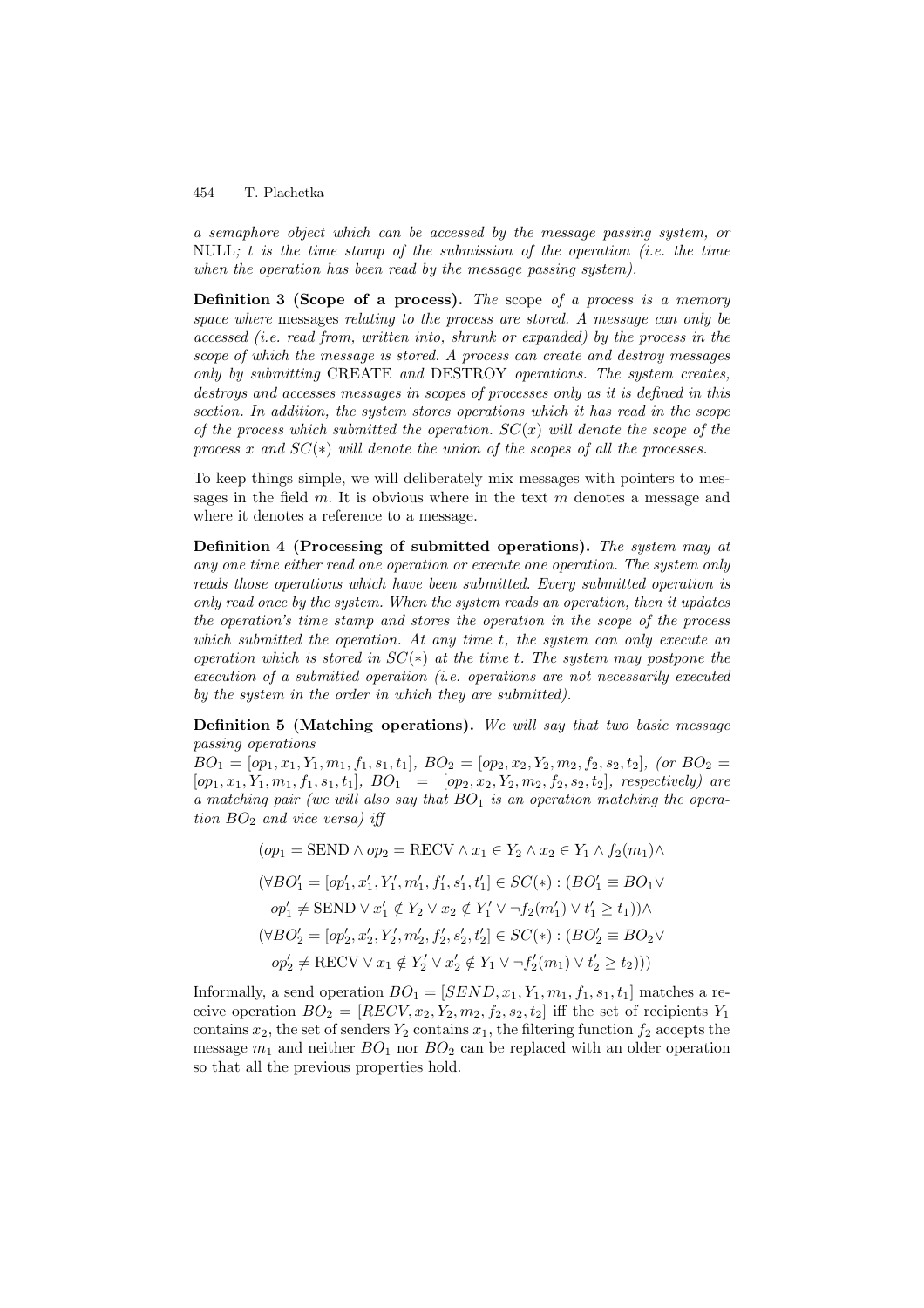*a semaphore object which can be accessed by the message passing system, or* NULL*; $t$ is the time stamp of the submission of the operation (i.e. the time when the operation has been read by the message passing system).*

**Definition 3 (Scope of a process).** *The* scope *of a process is a memory space where* messages *relating to the process are stored. A message can only be accessed (i.e. read from, written into, shrunk or expanded) by the process in the scope of which the message is stored. A process can create and destroy messages only by submitting* CREATE *and* DESTROY *operations. The system creates, destroys and accesses messages in scopes of processes only as it is defined in this section. In addition, the system stores operations which it has read in the scope of the process which submitted the operation. $SC(x)$ will denote the scope of the process $x$ and $SC(*)$ will denote the union of the scopes of all the processes.*

To keep things simple, we will deliberately mix messages with pointers to messages in the field $m$. It is obvious where in the text $m$ denotes a message and where it denotes a reference to a message.

**Definition 4 (Processing of submitted operations).** *The system may at any one time either read one operation or execute one operation. The system only reads those operations which have been submitted. Every submitted operation is only read once by the system. When the system reads an operation, then it updates the operation's time stamp and stores the operation in the scope of the process which submitted the operation. At any time $t$, the system can only execute an operation which is stored in $SC(*)$ at the time $t$. The system may postpone the execution of a submitted operation (i.e. operations are not necessarily executed by the system in the order in which they are submitted).*

**Definition 5 (Matching operations).** *We will say that two basic message passing operations*
*$BO_1 = [op_1, x_1, Y_1, m_1, f_1, s_1, t_1]$, $BO_2 = [op_2, x_2, Y_2, m_2, f_2, s_2, t_2]$, (or $BO_2 = [op_1, x_1, Y_1, m_1, f_1, s_1, t_1]$, $BO_1 = [op_2, x_2, Y_2, m_2, f_2, s_2, t_2]$, respectively) are a matching pair (we will also say that $BO_1$ is an operation matching the operation $BO_2$ and vice versa) iff*

$$(op_1 = \text{SEND} \wedge op_2 = \text{RECV} \wedge x_1 \in Y_2 \wedge x_2 \in Y_1 \wedge f_2(m_1) \wedge$$
$$(\forall BO_1' = [op_1', x_1', Y_1', m_1', f_1', s_1', t_1'] \in SC(*) : (BO_1' \equiv BO_1 \vee$$
$$op_1' \neq \text{SEND} \vee x_1' \notin Y_2 \vee x_2 \notin Y_1' \vee \neg f_2(m_1') \vee t_1' \geq t_1)) \wedge$$
$$(\forall BO_2' = [op_2', x_2', Y_2', m_2', f_2', s_2', t_2'] \in SC(*) : (BO_2' \equiv BO_2 \vee$$
$$op_2' \neq \text{RECV} \vee x_1 \notin Y_2' \vee x_2' \notin Y_1 \vee \neg f_2'(m_1) \vee t_2' \geq t_2)))$$

Informally, a send operation $BO_1 = [SEND, x_1, Y_1, m_1, f_1, s_1, t_1]$ matches a receive operation $BO_2 = [RECV, x_2, Y_2, m_2, f_2, s_2, t_2]$ iff the set of recipients $Y_1$ contains $x_2$, the set of senders $Y_2$ contains $x_1$, the filtering function $f_2$ accepts the message $m_1$ and neither $BO_1$ nor $BO_2$ can be replaced with an older operation so that all the previous properties hold.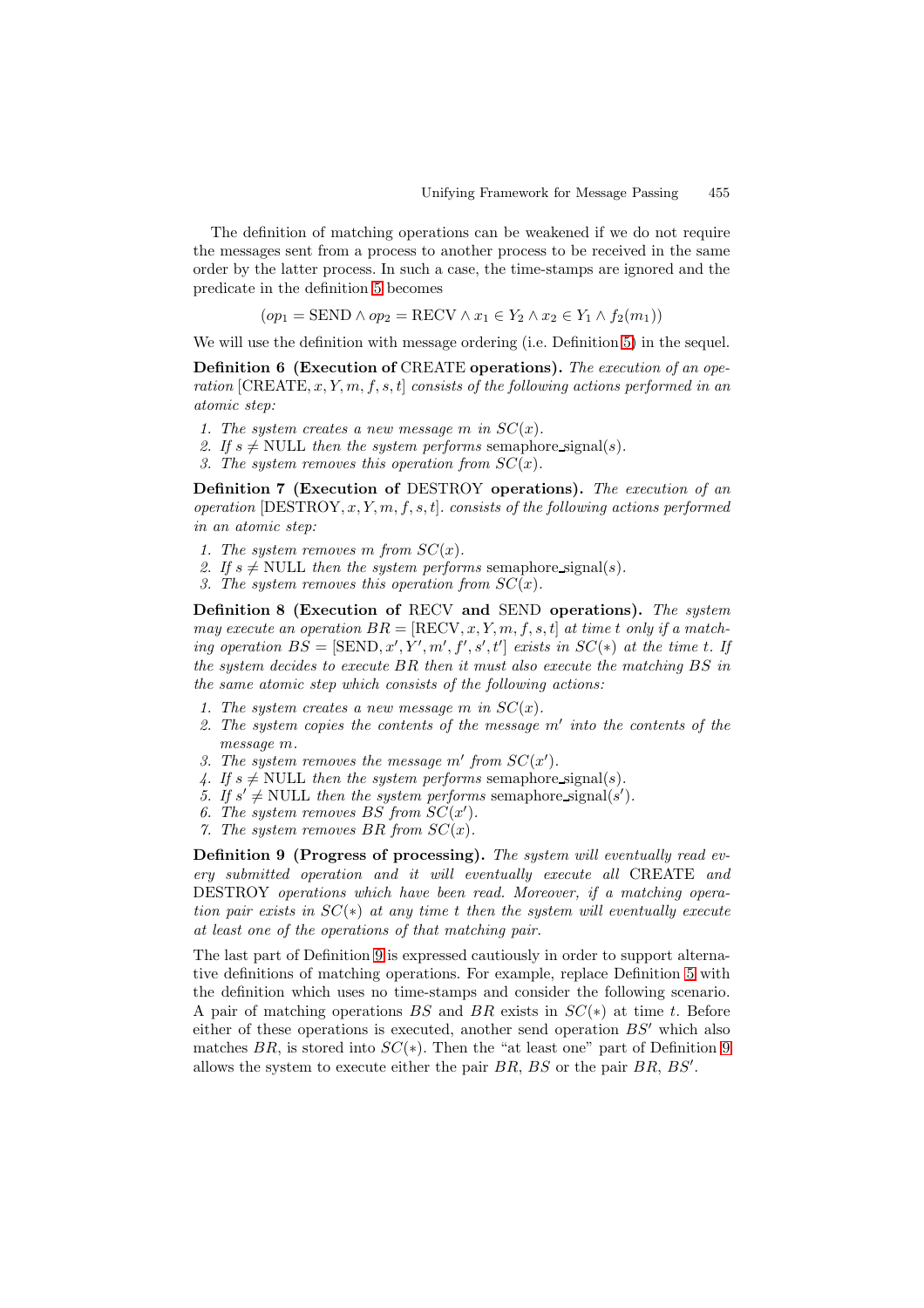The definition of matching operations can be weakened if we do not require the messages sent from a process to another process to be received in the same order by the latter process. In such a case, the time-stamps are ignored and the predicate in the definition 5 becomes

$$(op_1 = \text{SEND} \wedge op_2 = \text{RECV} \wedge x_1 \in Y_2 \wedge x_2 \in Y_1 \wedge f_2(m_1))$$

We will use the definition with message ordering (i.e. Definition 5) in the sequel.

**Definition 6 (Execution of** CREATE **operations).** *The execution of an operation* $[\text{CREATE}, x, Y, m, f, s, t]$ *consists of the following actions performed in an atomic step:*

1. *The system creates a new message* $m$ *in* $SC(x)$.
2. *If* $s \neq \text{NULL}$ *then the system performs* semaphore_signal$(s)$.
3. *The system removes this operation from* $SC(x)$.

**Definition 7 (Execution of** DESTROY **operations).** *The execution of an operation* $[\text{DESTROY}, x, Y, m, f, s, t]$. *consists of the following actions performed in an atomic step:*

1. *The system removes* $m$ *from* $SC(x)$.
2. *If* $s \neq \text{NULL}$ *then the system performs* semaphore_signal$(s)$.
3. *The system removes this operation from* $SC(x)$.

**Definition 8 (Execution of** RECV **and** SEND **operations).** *The system may execute an operation* $BR = [\text{RECV}, x, Y, m, f, s, t]$ *at time* $t$ *only if a matching operation* $BS = [\text{SEND}, x', Y', m', f', s', t']$ *exists in* $SC(*)$ *at the time* $t$. *If the system decides to execute* $BR$ *then it must also execute the matching* $BS$ *in the same atomic step which consists of the following actions:*

1. *The system creates a new message* $m$ *in* $SC(x)$.
2. *The system copies the contents of the message* $m'$ *into the contents of the message* $m$.
3. *The system removes the message* $m'$ *from* $SC(x')$.
4. *If* $s \neq \text{NULL}$ *then the system performs* semaphore_signal$(s)$.
5. *If* $s' \neq \text{NULL}$ *then the system performs* semaphore_signal$(s')$.
6. *The system removes* $BS$ *from* $SC(x')$.
7. *The system removes* $BR$ *from* $SC(x)$.

**Definition 9 (Progress of processing).** *The system will eventually read every submitted operation and it will eventually execute all* CREATE *and* DESTROY *operations which have been read. Moreover, if a matching operation pair exists in* $SC(*)$ *at any time* $t$ *then the system will eventually execute at least one of the operations of that matching pair.*

The last part of Definition 9 is expressed cautiously in order to support alternative definitions of matching operations. For example, replace Definition 5 with the definition which uses no time-stamps and consider the following scenario. A pair of matching operations $BS$ and $BR$ exists in $SC(*)$ at time $t$. Before either of these operations is executed, another send operation $BS'$ which also matches $BR$, is stored into $SC(*)$. Then the "at least one" part of Definition 9 allows the system to execute either the pair $BR$, $BS$ or the pair $BR$, $BS'$.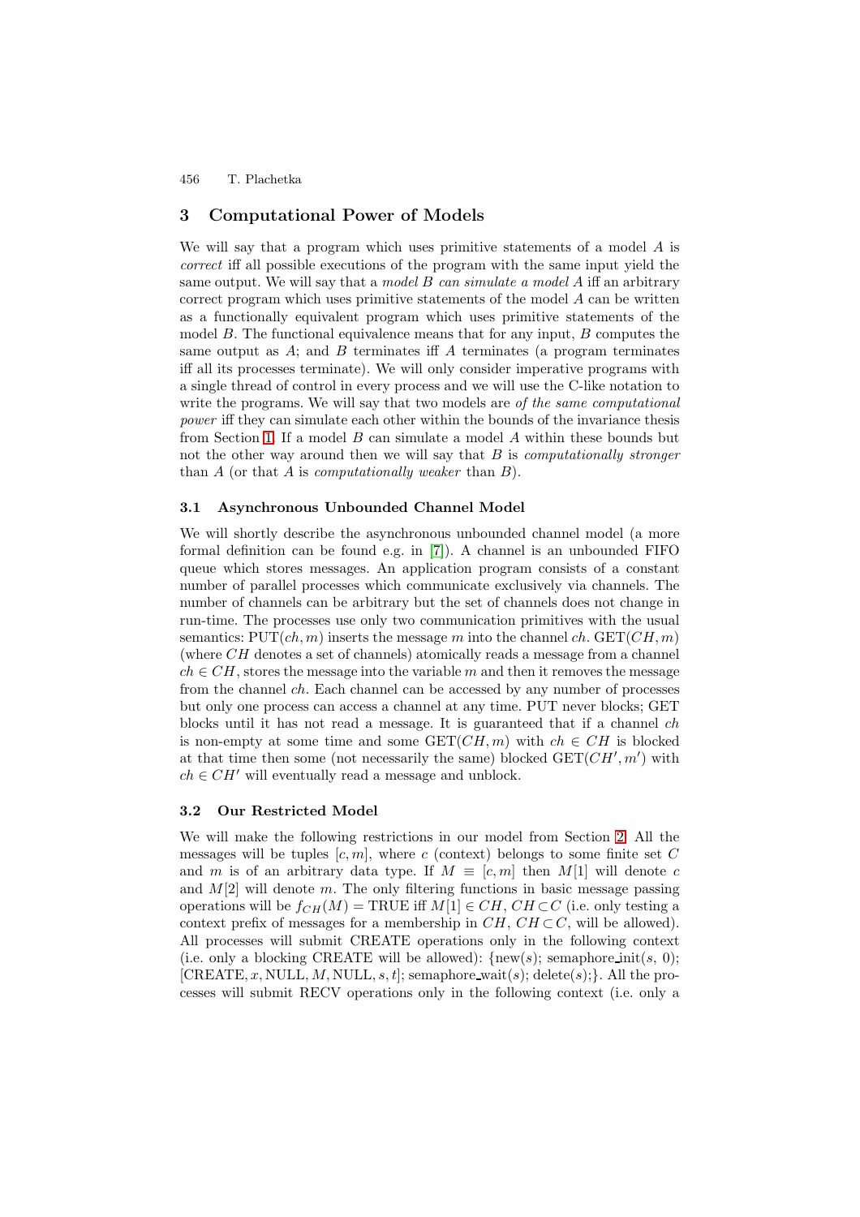## 3 Computational Power of Models

We will say that a program which uses primitive statements of a model $A$ is *correct* iff all possible executions of the program with the same input yield the same output. We will say that a *model $B$ can simulate a model $A$* iff an arbitrary correct program which uses primitive statements of the model $A$ can be written as a functionally equivalent program which uses primitive statements of the model $B$. The functional equivalence means that for any input, $B$ computes the same output as $A$; and $B$ terminates iff $A$ terminates (a program terminates iff all its processes terminate). We will only consider imperative programs with a single thread of control in every process and we will use the C-like notation to write the programs. We will say that two models are *of the same computational power* iff they can simulate each other within the bounds of the invariance thesis from Section 1. If a model $B$ can simulate a model $A$ within these bounds but not the other way around then we will say that $B$ is *computationally stronger* than $A$ (or that $A$ is *computationally weaker* than $B$).

### 3.1 Asynchronous Unbounded Channel Model

We will shortly describe the asynchronous unbounded channel model (a more formal definition can be found e.g. in [7]). A channel is an unbounded FIFO queue which stores messages. An application program consists of a constant number of parallel processes which communicate exclusively via channels. The number of channels can be arbitrary but the set of channels does not change in run-time. The processes use only two communication primitives with the usual semantics: $\text{PUT}(ch, m)$ inserts the message $m$ into the channel $ch$. $\text{GET}(CH, m)$ (where $CH$ denotes a set of channels) atomically reads a message from a channel $ch \in CH$, stores the message into the variable $m$ and then it removes the message from the channel $ch$. Each channel can be accessed by any number of processes but only one process can access a channel at any time. PUT never blocks; GET blocks until it has not read a message. It is guaranteed that if a channel $ch$ is non-empty at some time and some $\text{GET}(CH, m)$ with $ch \in CH$ is blocked at that time then some (not necessarily the same) blocked $\text{GET}(CH', m')$ with $ch \in CH'$ will eventually read a message and unblock.

### 3.2 Our Restricted Model

We will make the following restrictions in our model from Section 2. All the messages will be tuples $[c, m]$, where $c$ (context) belongs to some finite set $C$ and $m$ is of an arbitrary data type. If $M \equiv [c, m]$ then $M[1]$ will denote $c$ and $M[2]$ will denote $m$. The only filtering functions in basic message passing operations will be $f_{CH}(M) = \text{TRUE}$ iff $M[1] \in CH$, $CH \subset C$ (i.e. only testing a context prefix of messages for a membership in $CH$, $CH \subset C$, will be allowed). All processes will submit CREATE operations only in the following context (i.e. only a blocking CREATE will be allowed): {new($s$); semaphore_init($s$, 0); [CREATE, $x$, NULL, $M$, NULL, $s$, $t$]; semaphore_wait($s$); delete($s$);}. All the processes will submit RECV operations only in the following context (i.e. only a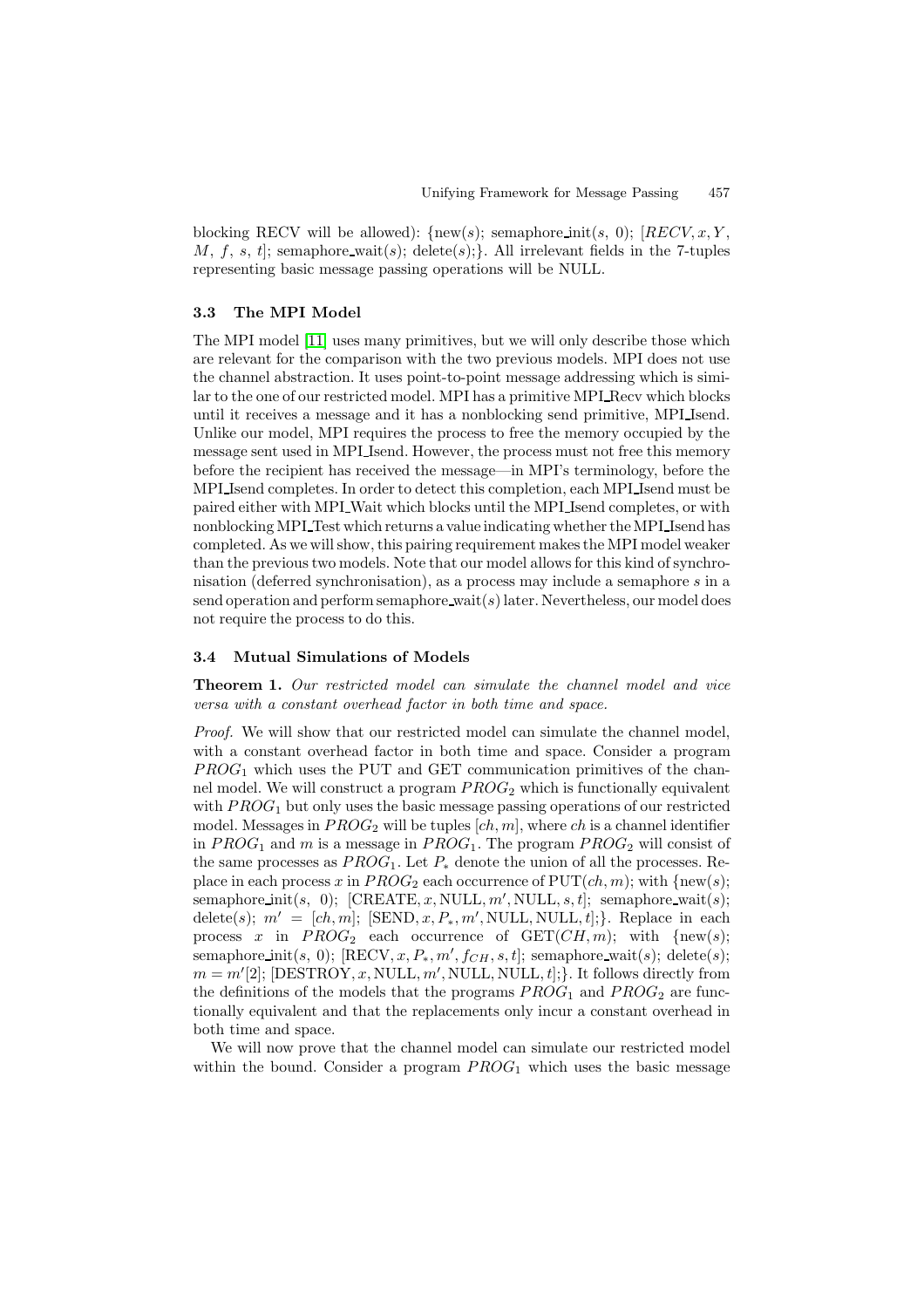blocking RECV will be allowed): {new($s$); semaphore_init($s$, 0); [$RECV, x, Y, M, f, s, t$]; semaphore_wait($s$); delete($s$);}. All irrelevant fields in the 7-tuples representing basic message passing operations will be NULL.

### 3.3 The MPI Model

The MPI model [11] uses many primitives, but we will only describe those which are relevant for the comparison with the two previous models. MPI does not use the channel abstraction. It uses point-to-point message addressing which is similar to the one of our restricted model. MPI has a primitive MPI_Recv which blocks until it receives a message and it has a nonblocking send primitive, MPI_Isend. Unlike our model, MPI requires the process to free the memory occupied by the message sent used in MPI_Isend. However, the process must not free this memory before the recipient has received the message—in MPI's terminology, before the MPI_Isend completes. In order to detect this completion, each MPI_Isend must be paired either with MPI_Wait which blocks until the MPI_Isend completes, or with nonblocking MPI_Test which returns a value indicating whether the MPI_Isend has completed. As we will show, this pairing requirement makes the MPI model weaker than the previous two models. Note that our model allows for this kind of synchronisation (deferred synchronisation), as a process may include a semaphore $s$ in a send operation and perform semaphore_wait($s$) later. Nevertheless, our model does not require the process to do this.

### 3.4 Mutual Simulations of Models

**Theorem 1.** *Our restricted model can simulate the channel model and vice versa with a constant overhead factor in both time and space.*

*Proof.* We will show that our restricted model can simulate the channel model, with a constant overhead factor in both time and space. Consider a program $PROG_1$ which uses the PUT and GET communication primitives of the channel model. We will construct a program $PROG_2$ which is functionally equivalent with $PROG_1$ but only uses the basic message passing operations of our restricted model. Messages in $PROG_2$ will be tuples $[ch, m]$, where $ch$ is a channel identifier in $PROG_1$ and $m$ is a message in $PROG_1$. The program $PROG_2$ will consist of the same processes as $PROG_1$. Let $P_*$ denote the union of all the processes. Replace in each process $x$ in $PROG_2$ each occurrence of $\mathrm{PUT}(ch, m)$; with {new($s$); semaphore_init($s$, 0); $[\mathrm{CREATE}, x, \mathrm{NULL}, m', \mathrm{NULL}, s, t]$; semaphore_wait($s$); delete($s$); $m' = [ch, m]$; $[\mathrm{SEND}, x, P_*, m', \mathrm{NULL}, \mathrm{NULL}, t]$;}. Replace in each process $x$ in $PROG_2$ each occurrence of $\mathrm{GET}(CH, m)$; with {new($s$); semaphore_init($s$, 0); $[\mathrm{RECV}, x, P_*, m', f_{CH}, s, t]$; semaphore_wait($s$); delete($s$); $m = m'[2]$; $[\mathrm{DESTROY}, x, \mathrm{NULL}, m', \mathrm{NULL}, \mathrm{NULL}, t]$;}. It follows directly from the definitions of the models that the programs $PROG_1$ and $PROG_2$ are functionally equivalent and that the replacements only incur a constant overhead in both time and space.

We will now prove that the channel model can simulate our restricted model within the bound. Consider a program $PROG_1$ which uses the basic message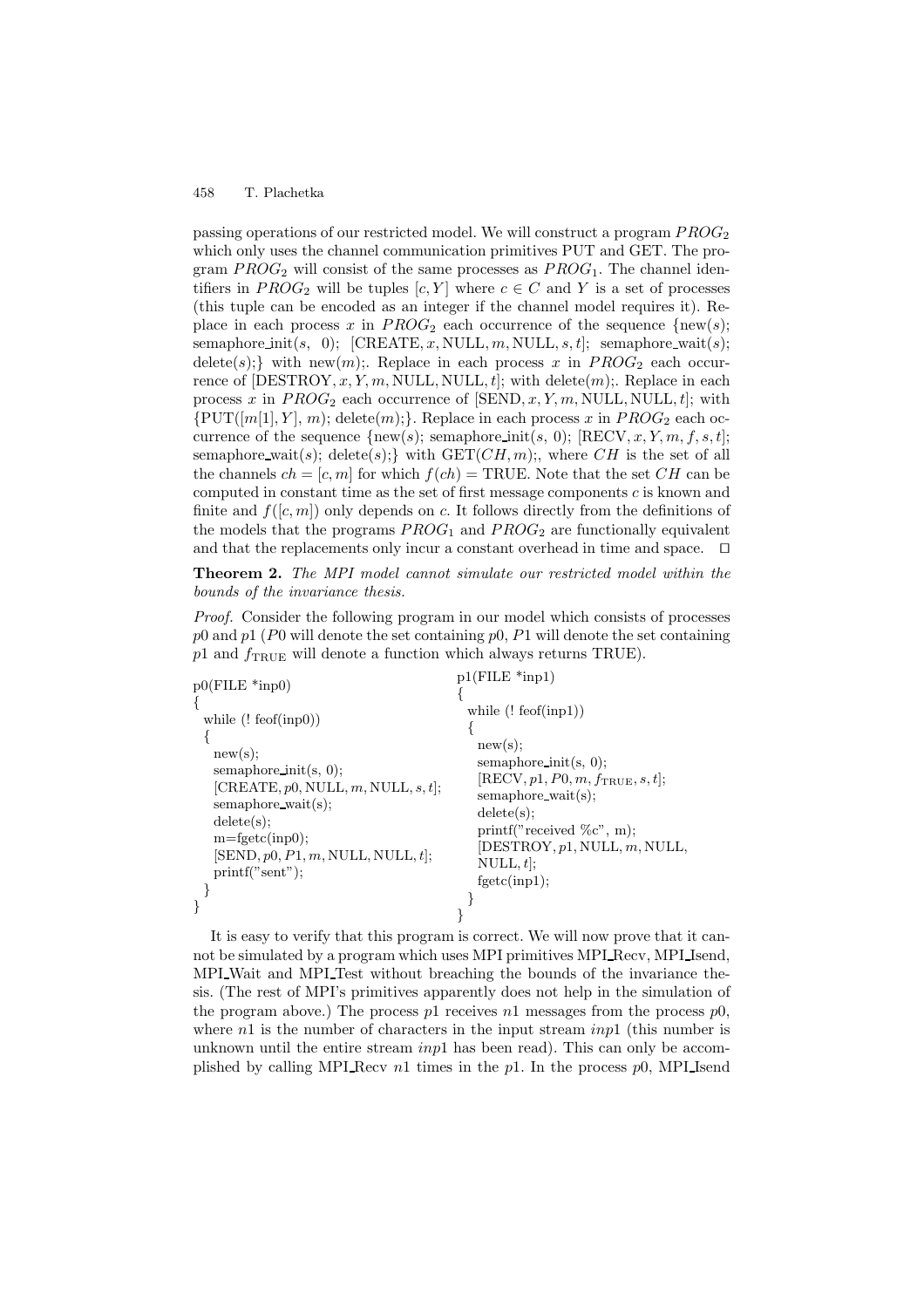passing operations of our restricted model. We will construct a program $PROG_2$ which only uses the channel communication primitives PUT and GET. The program $PROG_2$ will consist of the same processes as $PROG_1$. The channel identifiers in $PROG_2$ will be tuples $[c, Y]$ where $c \in C$ and $Y$ is a set of processes (this tuple can be encoded as an integer if the channel model requires it). Replace in each process $x$ in $PROG_2$ each occurrence of the sequence {new($s$); semaphore_init($s$, 0); [CREATE, $x$, NULL, $m$, NULL, $s$, $t$]; semaphore_wait($s$); delete($s$);} with new($m$);. Replace in each process $x$ in $PROG_2$ each occurrence of [DESTROY, $x$, $Y$, $m$, NULL, NULL, $t$]; with delete($m$);. Replace in each process $x$ in $PROG_2$ each occurrence of [SEND, $x$, $Y$, $m$, NULL, NULL, $t$]; with {PUT($[m[1], Y]$, $m$); delete($m$);}. Replace in each process $x$ in $PROG_2$ each occurrence of the sequence {new($s$); semaphore_init($s$, 0); [RECV, $x$, $Y$, $m$, $f$, $s$, $t$]; semaphore_wait($s$); delete($s$);} with GET($CH$, $m$);, where $CH$ is the set of all the channels $ch = [c, m]$ for which $f(ch) =$ TRUE. Note that the set $CH$ can be computed in constant time as the set of first message components $c$ is known and finite and $f([c, m])$ only depends on $c$. It follows directly from the definitions of the models that the programs $PROG_1$ and $PROG_2$ are functionally equivalent and that the replacements only incur a constant overhead in time and space. ◻

**Theorem 2.** *The MPI model cannot simulate our restricted model within the bounds of the invariance thesis.*

*Proof.* Consider the following program in our model which consists of processes $p0$ and $p1$ ($P0$ will denote the set containing $p0$, $P1$ will denote the set containing $p1$ and $f_{\text{TRUE}}$ will denote a function which always returns TRUE).

```
p0(FILE *inp0)
{
  while (! feof(inp0))
  {
    new(s);
    semaphore_init(s, 0);
    [CREATE, p0, NULL, m, NULL, s, t];
    semaphore_wait(s);
    delete(s);
    m=fgetc(inp0);
    [SEND, p0, P1, m, NULL, NULL, t];
    printf("sent");
  }
}
```

```
p1(FILE *inp1)
{
  while (! feof(inp1))
  {
    new(s);
    semaphore_init(s, 0);
    [RECV, p1, P0, m, f_TRUE, s, t];
    semaphore_wait(s);
    delete(s);
    printf("received %c", m);
    [DESTROY, p1, NULL, m, NULL,
     NULL, t];
    fgetc(inp1);
  }
}
```

It is easy to verify that this program is correct. We will now prove that it cannot be simulated by a program which uses MPI primitives MPI_Recv, MPI_Isend, MPI_Wait and MPI_Test without breaching the bounds of the invariance thesis. (The rest of MPI's primitives apparently does not help in the simulation of the program above.) The process $p1$ receives $n1$ messages from the process $p0$, where $n1$ is the number of characters in the input stream $inp1$ (this number is unknown until the entire stream $inp1$ has been read). This can only be accomplished by calling MPI_Recv $n1$ times in the $p1$. In the process $p0$, MPI_Isend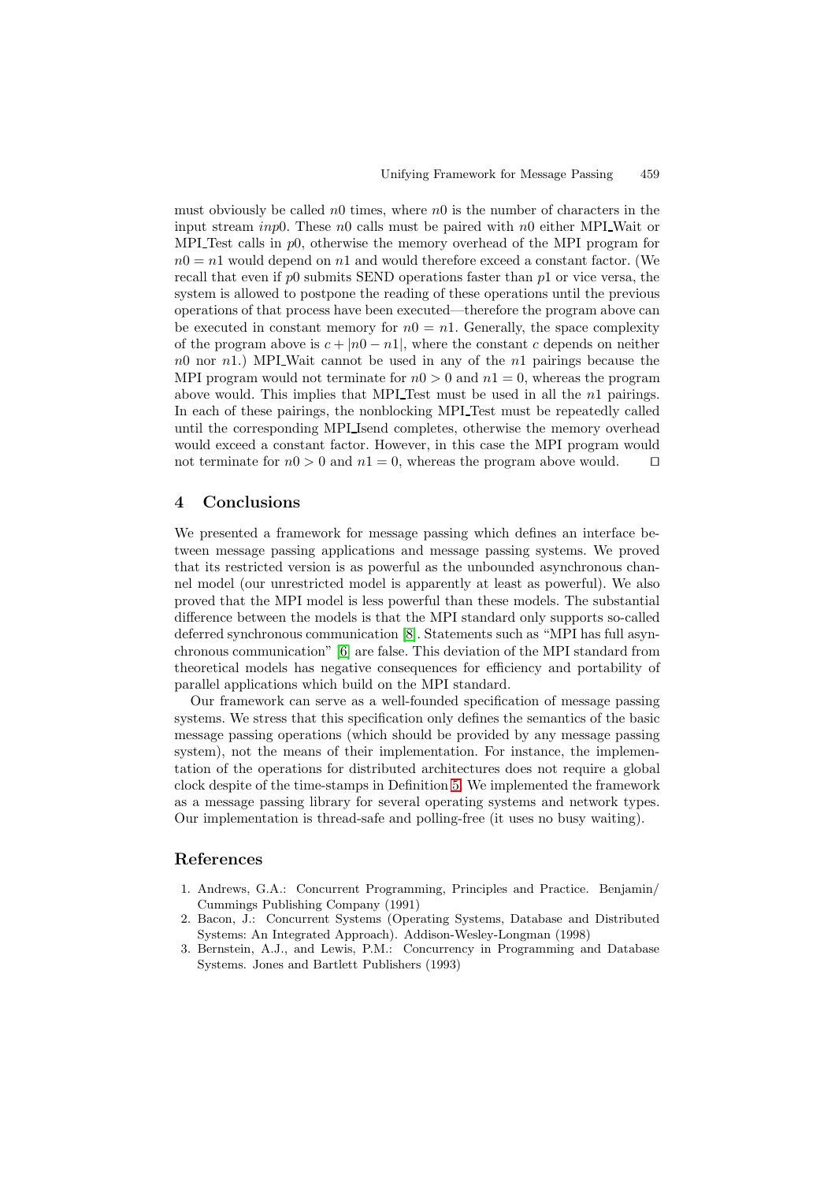must obviously be called $n0$ times, where $n0$ is the number of characters in the input stream $inp0$. These $n0$ calls must be paired with $n0$ either MPI_Wait or MPI_Test calls in $p0$, otherwise the memory overhead of the MPI program for $n0 = n1$ would depend on $n1$ and would therefore exceed a constant factor. (We recall that even if $p0$ submits SEND operations faster than $p1$ or vice versa, the system is allowed to postpone the reading of these operations until the previous operations of that process have been executed—therefore the program above can be executed in constant memory for $n0 = n1$. Generally, the space complexity of the program above is $c + |n0 - n1|$, where the constant $c$ depends on neither $n0$ nor $n1$.) MPI_Wait cannot be used in any of the $n1$ pairings because the MPI program would not terminate for $n0 > 0$ and $n1 = 0$, whereas the program above would. This implies that MPI_Test must be used in all the $n1$ pairings. In each of these pairings, the nonblocking MPI_Test must be repeatedly called until the corresponding MPI_Isend completes, otherwise the memory overhead would exceed a constant factor. However, in this case the MPI program would not terminate for $n0 > 0$ and $n1 = 0$, whereas the program above would. □

## 4 Conclusions

We presented a framework for message passing which defines an interface between message passing applications and message passing systems. We proved that its restricted version is as powerful as the unbounded asynchronous channel model (our unrestricted model is apparently at least as powerful). We also proved that the MPI model is less powerful than these models. The substantial difference between the models is that the MPI standard only supports so-called deferred synchronous communication [8]. Statements such as "MPI has full asynchronous communication" [6] are false. This deviation of the MPI standard from theoretical models has negative consequences for efficiency and portability of parallel applications which build on the MPI standard.

Our framework can serve as a well-founded specification of message passing systems. We stress that this specification only defines the semantics of the basic message passing operations (which should be provided by any message passing system), not the means of their implementation. For instance, the implementation of the operations for distributed architectures does not require a global clock despite of the time-stamps in Definition 5. We implemented the framework as a message passing library for several operating systems and network types. Our implementation is thread-safe and polling-free (it uses no busy waiting).

## References

1. Andrews, G.A.: Concurrent Programming, Principles and Practice. Benjamin/Cummings Publishing Company (1991)
2. Bacon, J.: Concurrent Systems (Operating Systems, Database and Distributed Systems: An Integrated Approach). Addison-Wesley-Longman (1998)
3. Bernstein, A.J., and Lewis, P.M.: Concurrency in Programming and Database Systems. Jones and Bartlett Publishers (1993)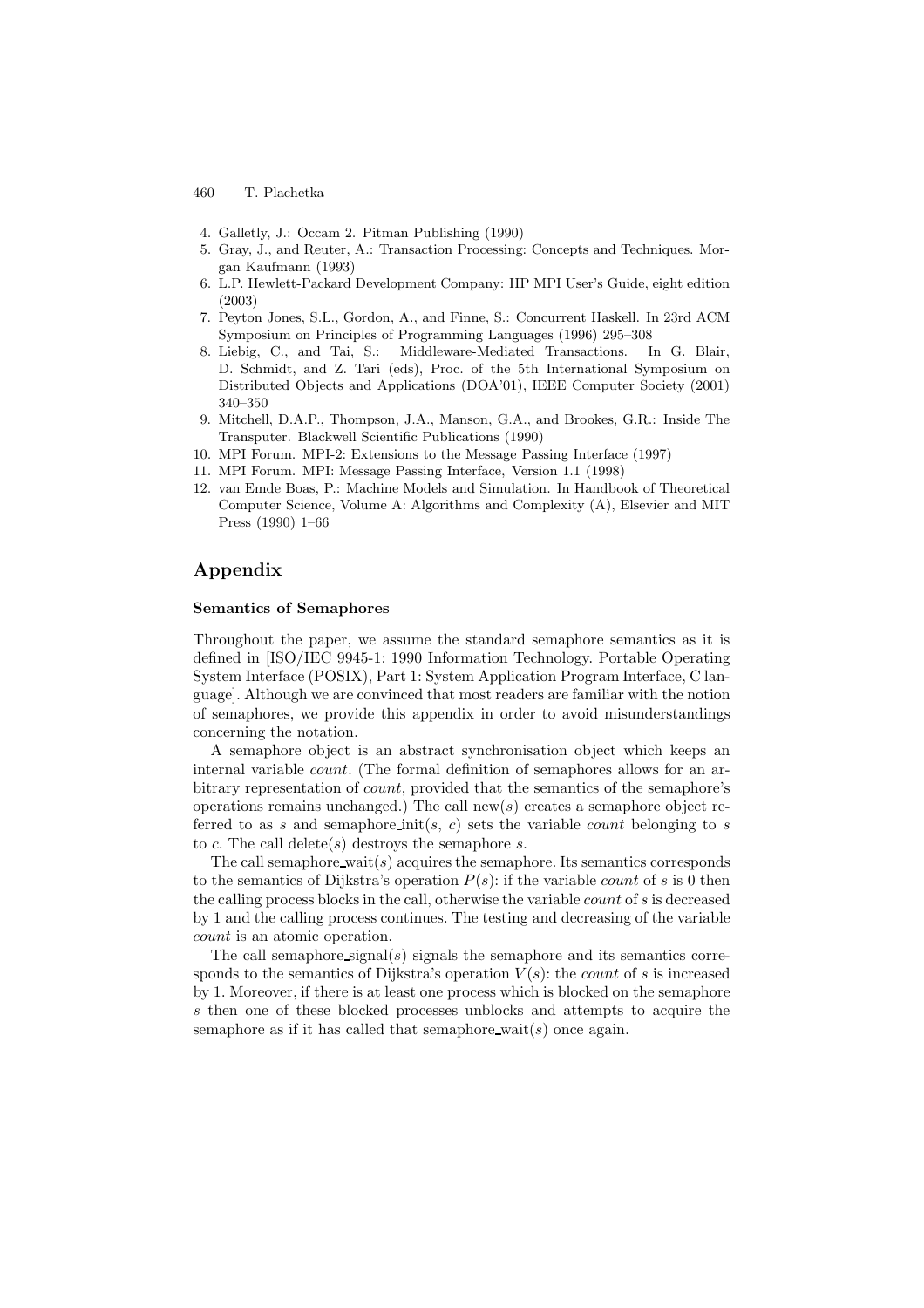4. Galletly, J.: Occam 2. Pitman Publishing (1990)
5. Gray, J., and Reuter, A.: Transaction Processing: Concepts and Techniques. Morgan Kaufmann (1993)
6. L.P. Hewlett-Packard Development Company: HP MPI User's Guide, eight edition (2003)
7. Peyton Jones, S.L., Gordon, A., and Finne, S.: Concurrent Haskell. In 23rd ACM Symposium on Principles of Programming Languages (1996) 295–308
8. Liebig, C., and Tai, S.: Middleware-Mediated Transactions. In G. Blair, D. Schmidt, and Z. Tari (eds), Proc. of the 5th International Symposium on Distributed Objects and Applications (DOA'01), IEEE Computer Society (2001) 340–350
9. Mitchell, D.A.P., Thompson, J.A., Manson, G.A., and Brookes, G.R.: Inside The Transputer. Blackwell Scientific Publications (1990)
10. MPI Forum. MPI-2: Extensions to the Message Passing Interface (1997)
11. MPI Forum. MPI: Message Passing Interface, Version 1.1 (1998)
12. van Emde Boas, P.: Machine Models and Simulation. In Handbook of Theoretical Computer Science, Volume A: Algorithms and Complexity (A), Elsevier and MIT Press (1990) 1–66

## Appendix

### Semantics of Semaphores

Throughout the paper, we assume the standard semaphore semantics as it is defined in [ISO/IEC 9945-1: 1990 Information Technology. Portable Operating System Interface (POSIX), Part 1: System Application Program Interface, C language]. Although we are convinced that most readers are familiar with the notion of semaphores, we provide this appendix in order to avoid misunderstandings concerning the notation.

A semaphore object is an abstract synchronisation object which keeps an internal variable *count*. (The formal definition of semaphores allows for an arbitrary representation of *count*, provided that the semantics of the semaphore's operations remains unchanged.) The call new($s$) creates a semaphore object referred to as $s$ and semaphore_init($s$, $c$) sets the variable *count* belonging to $s$ to $c$. The call delete($s$) destroys the semaphore $s$.

The call semaphore_wait($s$) acquires the semaphore. Its semantics corresponds to the semantics of Dijkstra's operation $P(s)$: if the variable *count* of $s$ is 0 then the calling process blocks in the call, otherwise the variable *count* of $s$ is decreased by 1 and the calling process continues. The testing and decreasing of the variable *count* is an atomic operation.

The call semaphore_signal($s$) signals the semaphore and its semantics corresponds to the semantics of Dijkstra's operation $V(s)$: the *count* of $s$ is increased by 1. Moreover, if there is at least one process which is blocked on the semaphore $s$ then one of these blocked processes unblocks and attempts to acquire the semaphore as if it has called that semaphore_wait($s$) once again.